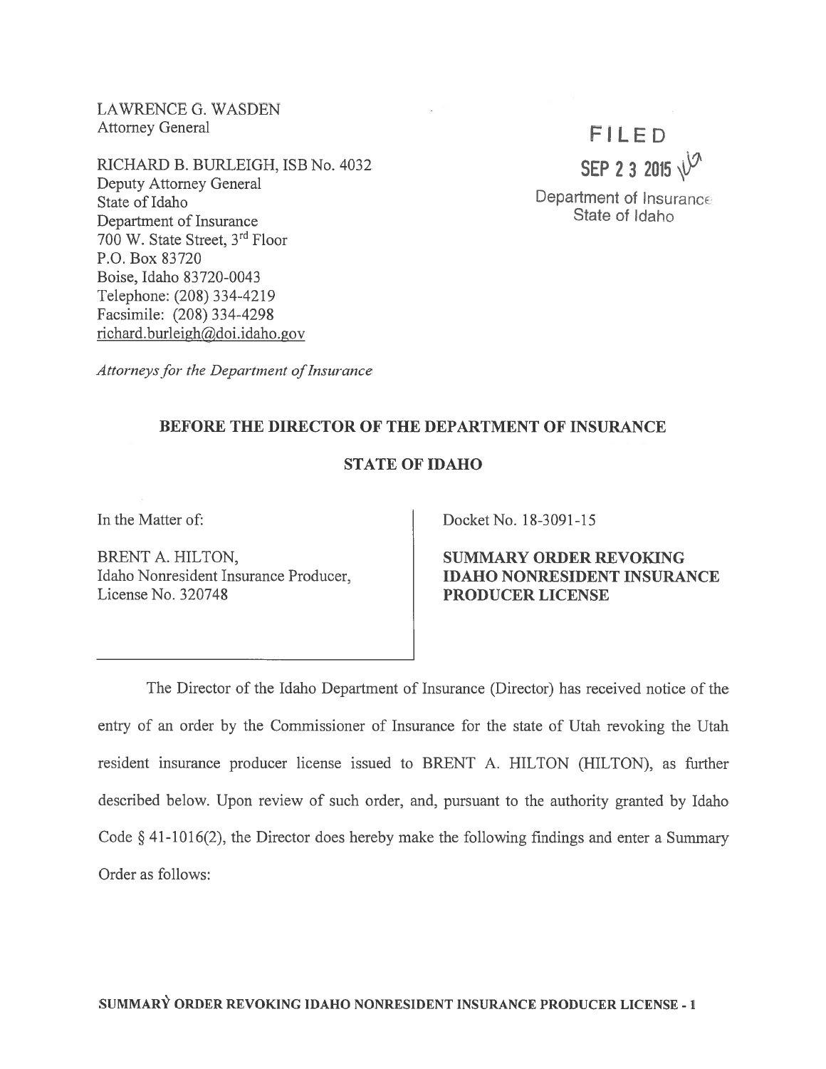LAWRENCE G. WASDEN
Attorney General

RICHARD B. BURLEIGH, ISB No. 4032
Deputy Attorney General
State of Idaho
Department of Insurance
700 W. State Street, 3rd Floor
P.O. Box 83720
Boise, Idaho 83720-0043
Telephone: (208) 334-4219
Facsimile: (208) 334-4298
richard.burleigh@doi.idaho.gov

*Attorneys for the Department of Insurance*

FILED
SEP 23 2015
Department of Insurance
State of Idaho

**BEFORE THE DIRECTOR OF THE DEPARTMENT OF INSURANCE**

**STATE OF IDAHO**

| In the Matter of:<br><br>BRENT A. HILTON,<br>Idaho Nonresident Insurance Producer,<br>License No. 320748 | Docket No. 18-3091-15<br><br>**SUMMARY ORDER REVOKING IDAHO NONRESIDENT INSURANCE PRODUCER LICENSE** |
|---|---|

The Director of the Idaho Department of Insurance (Director) has received notice of the entry of an order by the Commissioner of Insurance for the state of Utah revoking the Utah resident insurance producer license issued to BRENT A. HILTON (HILTON), as further described below. Upon review of such order, and, pursuant to the authority granted by Idaho Code § 41-1016(2), the Director does hereby make the following findings and enter a Summary Order as follows: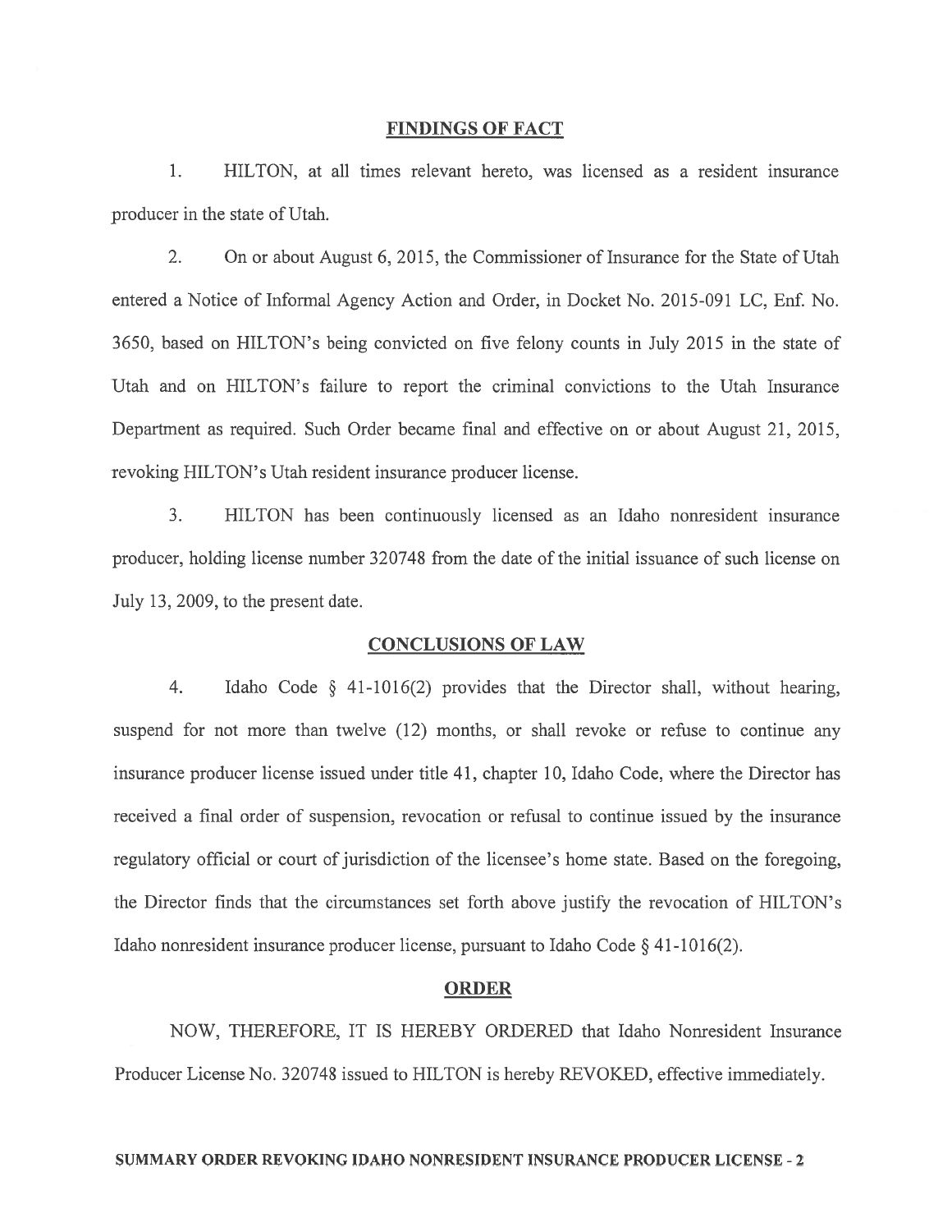## FINDINGS OF FACT

1. HILTON, at all times relevant hereto, was licensed as a resident insurance producer in the state of Utah.

2. On or about August 6, 2015, the Commissioner of Insurance for the State of Utah entered a Notice of Informal Agency Action and Order, in Docket No. 2015-091 LC, Enf. No. 3650, based on HILTON's being convicted on five felony counts in July 2015 in the state of Utah and on HILTON's failure to report the criminal convictions to the Utah Insurance Department as required. Such Order became final and effective on or about August 21, 2015, revoking HILTON's Utah resident insurance producer license.

3. HILTON has been continuously licensed as an Idaho nonresident insurance producer, holding license number 320748 from the date of the initial issuance of such license on July 13, 2009, to the present date.

## CONCLUSIONS OF LAW

4. Idaho Code § 41-1016(2) provides that the Director shall, without hearing, suspend for not more than twelve (12) months, or shall revoke or refuse to continue any insurance producer license issued under title 41, chapter 10, Idaho Code, where the Director has received a final order of suspension, revocation or refusal to continue issued by the insurance regulatory official or court of jurisdiction of the licensee's home state. Based on the foregoing, the Director finds that the circumstances set forth above justify the revocation of HILTON's Idaho nonresident insurance producer license, pursuant to Idaho Code § 41-1016(2).

## ORDER

NOW, THEREFORE, IT IS HEREBY ORDERED that Idaho Nonresident Insurance Producer License No. 320748 issued to HILTON is hereby REVOKED, effective immediately.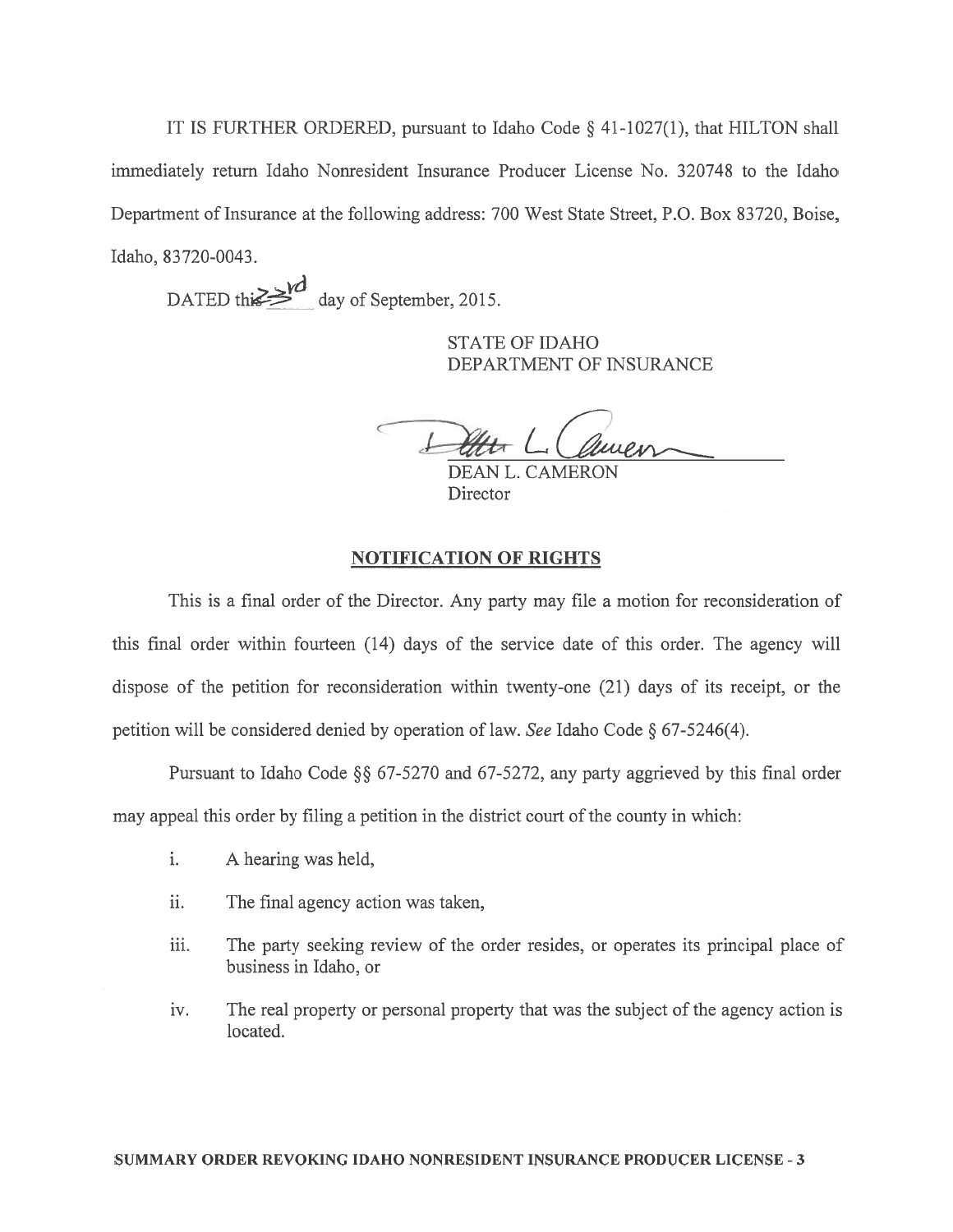IT IS FURTHER ORDERED, pursuant to Idaho Code § 41-1027(1), that HILTON shall immediately return Idaho Nonresident Insurance Producer License No. 320748 to the Idaho Department of Insurance at the following address: 700 West State Street, P.O. Box 83720, Boise, Idaho, 83720-0043.

DATED this 23rd day of September, 2015.

STATE OF IDAHO
DEPARTMENT OF INSURANCE

DEAN L. CAMERON
Director

## NOTIFICATION OF RIGHTS

This is a final order of the Director. Any party may file a motion for reconsideration of this final order within fourteen (14) days of the service date of this order. The agency will dispose of the petition for reconsideration within twenty-one (21) days of its receipt, or the petition will be considered denied by operation of law. *See* Idaho Code § 67-5246(4).

Pursuant to Idaho Code §§ 67-5270 and 67-5272, any party aggrieved by this final order may appeal this order by filing a petition in the district court of the county in which:

i. A hearing was held,

ii. The final agency action was taken,

iii. The party seeking review of the order resides, or operates its principal place of business in Idaho, or

iv. The real property or personal property that was the subject of the agency action is located.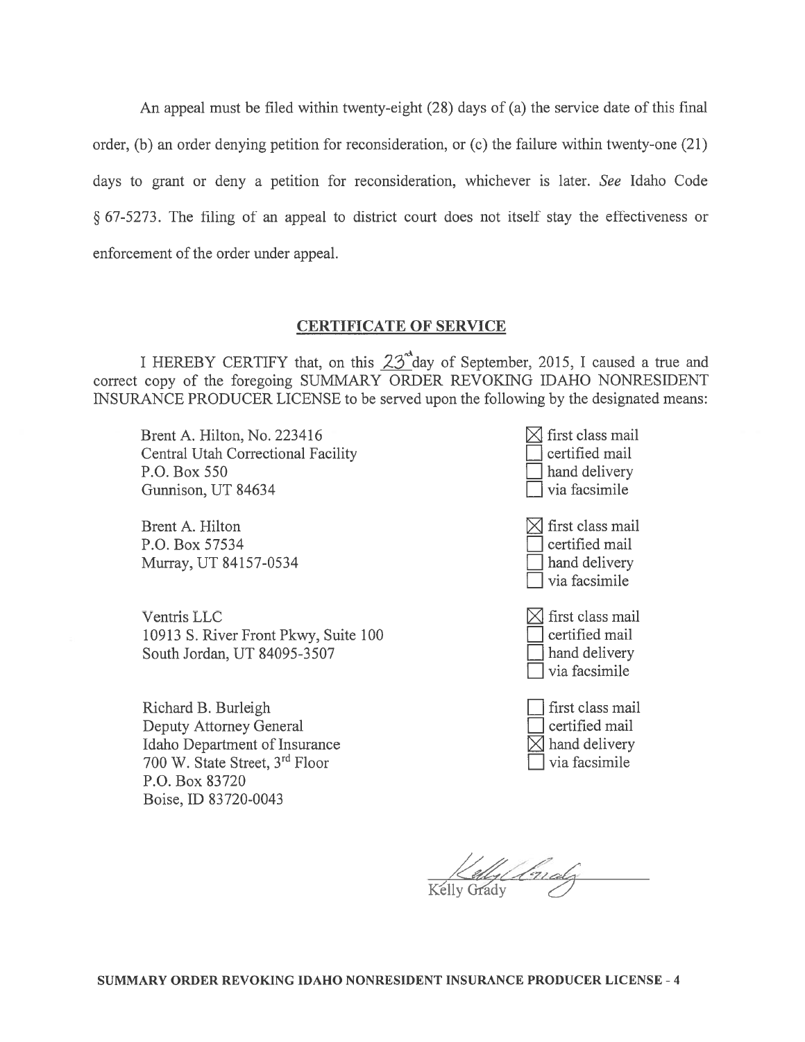An appeal must be filed within twenty-eight (28) days of (a) the service date of this final order, (b) an order denying petition for reconsideration, or (c) the failure within twenty-one (21) days to grant or deny a petition for reconsideration, whichever is later. *See* Idaho Code § 67-5273. The filing of an appeal to district court does not itself stay the effectiveness or enforcement of the order under appeal.

## CERTIFICATE OF SERVICE

I HEREBY CERTIFY that, on this 23rd day of September, 2015, I caused a true and correct copy of the foregoing SUMMARY ORDER REVOKING IDAHO NONRESIDENT INSURANCE PRODUCER LICENSE to be served upon the following by the designated means:

| | |
|---|---|
| Brent A. Hilton, No. 223416<br>Central Utah Correctional Facility<br>P.O. Box 550<br>Gunnison, UT 84634 | ☒ first class mail<br>☐ certified mail<br>☐ hand delivery<br>☐ via facsimile |
| Brent A. Hilton<br>P.O. Box 57534<br>Murray, UT 84157-0534 | ☒ first class mail<br>☐ certified mail<br>☐ hand delivery<br>☐ via facsimile |
| Ventris LLC<br>10913 S. River Front Pkwy, Suite 100<br>South Jordan, UT 84095-3507 | ☒ first class mail<br>☐ certified mail<br>☐ hand delivery<br>☐ via facsimile |
| Richard B. Burleigh<br>Deputy Attorney General<br>Idaho Department of Insurance<br>700 W. State Street, 3rd Floor<br>P.O. Box 83720<br>Boise, ID 83720-0043 | ☐ first class mail<br>☐ certified mail<br>☒ hand delivery<br>☐ via facsimile |

Kelly Grady